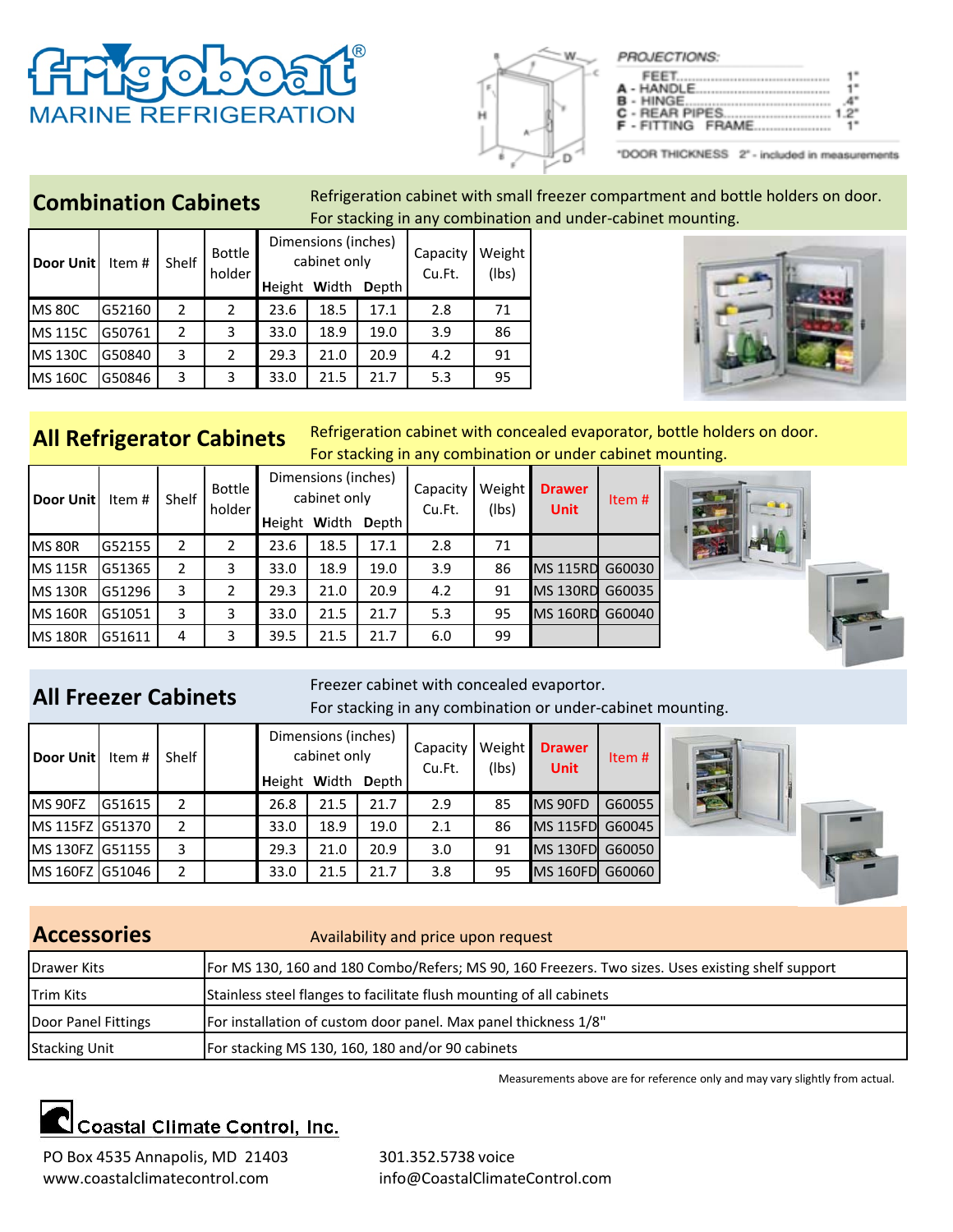# frigoboat®

MARINE REFRIGERATION

PROJECTIONS:

FEET ........................ 1"
A - HANDLE ........................ 1"
B - HINGE ........................ .4"
C - REAR PIPES ........................ 1.2"
F - FITTING FRAME ........................ 1"

*DOOR THICKNESS 2" - included in measurements

## Combination Cabinets

Refrigeration cabinet with small freezer compartment and bottle holders on door. For stacking in any combination and under-cabinet mounting.

| Door Unit | Item # | Shelf | Bottle holder | Dimensions (inches) cabinet only | | | Capacity Cu.Ft. | Weight (lbs) |
|---|---|---|---|---|---|---|---|---|
| | | | | Height | Width | Depth | | |
| MS 80C | G52160 | 2 | 2 | 23.6 | 18.5 | 17.1 | 2.8 | 71 |
| MS 115C | G50761 | 2 | 3 | 33.0 | 18.9 | 19.0 | 3.9 | 86 |
| MS 130C | G50840 | 3 | 2 | 29.3 | 21.0 | 20.9 | 4.2 | 91 |
| MS 160C | G50846 | 3 | 3 | 33.0 | 21.5 | 21.7 | 5.3 | 95 |

## All Refrigerator Cabinets

Refrigeration cabinet with concealed evaporator, bottle holders on door. For stacking in any combination or under cabinet mounting.

| Door Unit | Item # | Shelf | Bottle holder | Dimensions (inches) cabinet only | | | Capacity Cu.Ft. | Weight (lbs) | Drawer Unit | Item # |
|---|---|---|---|---|---|---|---|---|---|---|
| | | | | Height | Width | Depth | | | | |
| MS 80R | G52155 | 2 | 2 | 23.6 | 18.5 | 17.1 | 2.8 | 71 | | |
| MS 115R | G51365 | 2 | 3 | 33.0 | 18.9 | 19.0 | 3.9 | 86 | MS 115RD | G60030 |
| MS 130R | G51296 | 3 | 2 | 29.3 | 21.0 | 20.9 | 4.2 | 91 | MS 130RD | G60035 |
| MS 160R | G51051 | 3 | 3 | 33.0 | 21.5 | 21.7 | 5.3 | 95 | MS 160RD | G60040 |
| MS 180R | G51611 | 4 | 3 | 39.5 | 21.5 | 21.7 | 6.0 | 99 | | |

## All Freezer Cabinets

Freezer cabinet with concealed evaportor. For stacking in any combination or under-cabinet mounting.

| Door Unit | Item # | Shelf | | Dimensions (inches) cabinet only | | | Capacity Cu.Ft. | Weight (lbs) | Drawer Unit | Item # |
|---|---|---|---|---|---|---|---|---|---|---|
| | | | | Height | Width | Depth | | | | |
| MS 90FZ | G51615 | 2 | | 26.8 | 21.5 | 21.7 | 2.9 | 85 | MS 90FD | G60055 |
| MS 115FZ | G51370 | 2 | | 33.0 | 18.9 | 19.0 | 2.1 | 86 | MS 115FD | G60045 |
| MS 130FZ | G51155 | 3 | | 29.3 | 21.0 | 20.9 | 3.0 | 91 | MS 130FD | G60050 |
| MS 160FZ | G51046 | 2 | | 33.0 | 21.5 | 21.7 | 3.8 | 95 | MS 160FD | G60060 |

## Accessories

Availability and price upon request

| Accessory | Description |
|---|---|
| Drawer Kits | For MS 130, 160 and 180 Combo/Refers; MS 90, 160 Freezers. Two sizes. Uses existing shelf support |
| Trim Kits | Stainless steel flanges to facilitate flush mounting of all cabinets |
| Door Panel Fittings | For installation of custom door panel. Max panel thickness 1/8" |
| Stacking Unit | For stacking MS 130, 160, 180 and/or 90 cabinets |

Measurements above are for reference only and may vary slightly from actual.

**Coastal Climate Control, Inc.**

PO Box 4535 Annapolis, MD 21403
www.coastalclimatecontrol.com

301.352.5738 voice
info@CoastalClimateControl.com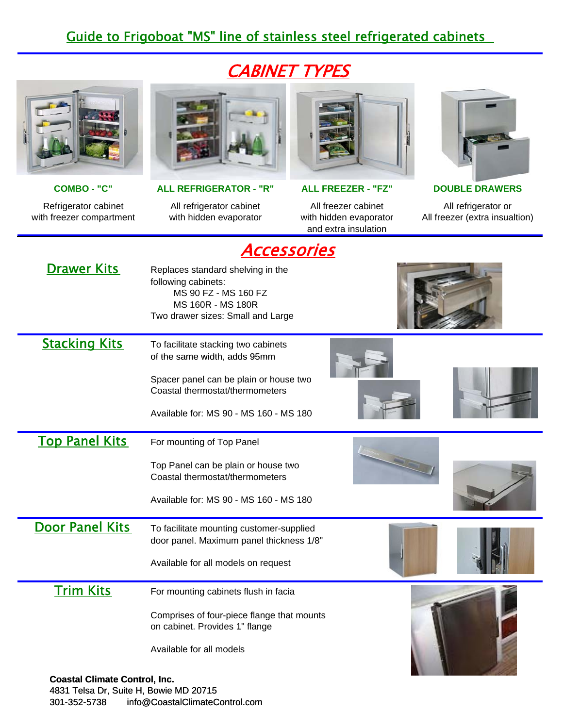# Guide to Frigoboat "MS" line of stainless steel refrigerated cabinets

## CABINET TYPES

| COMBO - "C" | ALL REFRIGERATOR - "R" | ALL FREEZER - "FZ" | DOUBLE DRAWERS |
|---|---|---|---|
| Refrigerator cabinet with freezer compartment | All refrigerator cabinet with hidden evaporator | All freezer cabinet with hidden evaporator and extra insulation | All refrigerator or All freezer (extra insualtion) |

## Accessories

### Drawer Kits

Replaces standard shelving in the following cabinets:

MS 90 FZ - MS 160 FZ
MS 160R - MS 180R

Two drawer sizes: Small and Large

### Stacking Kits

To facilitate stacking two cabinets of the same width, adds 95mm

Spacer panel can be plain or house two Coastal thermostat/thermometers

Available for: MS 90 - MS 160 - MS 180

### Top Panel Kits

For mounting of Top Panel

Top Panel can be plain or house two Coastal thermostat/thermometers

Available for: MS 90 - MS 160 - MS 180

### Door Panel Kits

To facilitate mounting customer-supplied door panel. Maximum panel thickness 1/8"

Available for all models on request

### Trim Kits

For mounting cabinets flush in facia

Comprises of four-piece flange that mounts on cabinet. Provides 1" flange

Available for all models

**Coastal Climate Control, Inc.**
4831 Telsa Dr, Suite H, Bowie MD 20715
301-352-5738 info@CoastalClimateControl.com